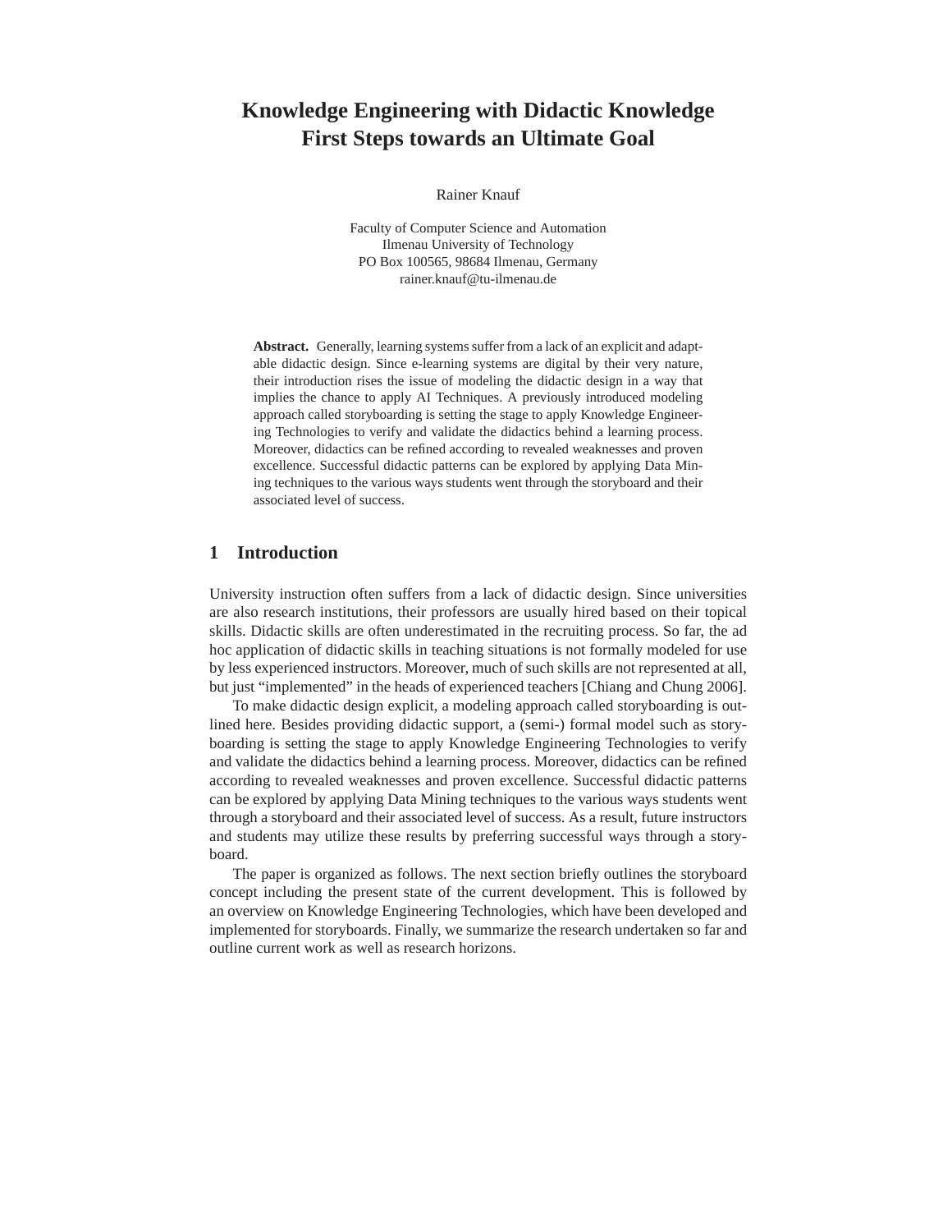# Knowledge Engineering with Didactic Knowledge First Steps towards an Ultimate Goal

Rainer Knauf

Faculty of Computer Science and Automation
Ilmenau University of Technology
PO Box 100565, 98684 Ilmenau, Germany
rainer.knauf@tu-ilmenau.de

**Abstract.** Generally, learning systems suffer from a lack of an explicit and adaptable didactic design. Since e-learning systems are digital by their very nature, their introduction rises the issue of modeling the didactic design in a way that implies the chance to apply AI Techniques. A previously introduced modeling approach called storyboarding is setting the stage to apply Knowledge Engineering Technologies to verify and validate the didactics behind a learning process. Moreover, didactics can be refined according to revealed weaknesses and proven excellence. Successful didactic patterns can be explored by applying Data Mining techniques to the various ways students went through the storyboard and their associated level of success.

## 1 Introduction

University instruction often suffers from a lack of didactic design. Since universities are also research institutions, their professors are usually hired based on their topical skills. Didactic skills are often underestimated in the recruiting process. So far, the ad hoc application of didactic skills in teaching situations is not formally modeled for use by less experienced instructors. Moreover, much of such skills are not represented at all, but just "implemented" in the heads of experienced teachers [Chiang and Chung 2006].

To make didactic design explicit, a modeling approach called storyboarding is outlined here. Besides providing didactic support, a (semi-) formal model such as storyboarding is setting the stage to apply Knowledge Engineering Technologies to verify and validate the didactics behind a learning process. Moreover, didactics can be refined according to revealed weaknesses and proven excellence. Successful didactic patterns can be explored by applying Data Mining techniques to the various ways students went through a storyboard and their associated level of success. As a result, future instructors and students may utilize these results by preferring successful ways through a storyboard.

The paper is organized as follows. The next section briefly outlines the storyboard concept including the present state of the current development. This is followed by an overview on Knowledge Engineering Technologies, which have been developed and implemented for storyboards. Finally, we summarize the research undertaken so far and outline current work as well as research horizons.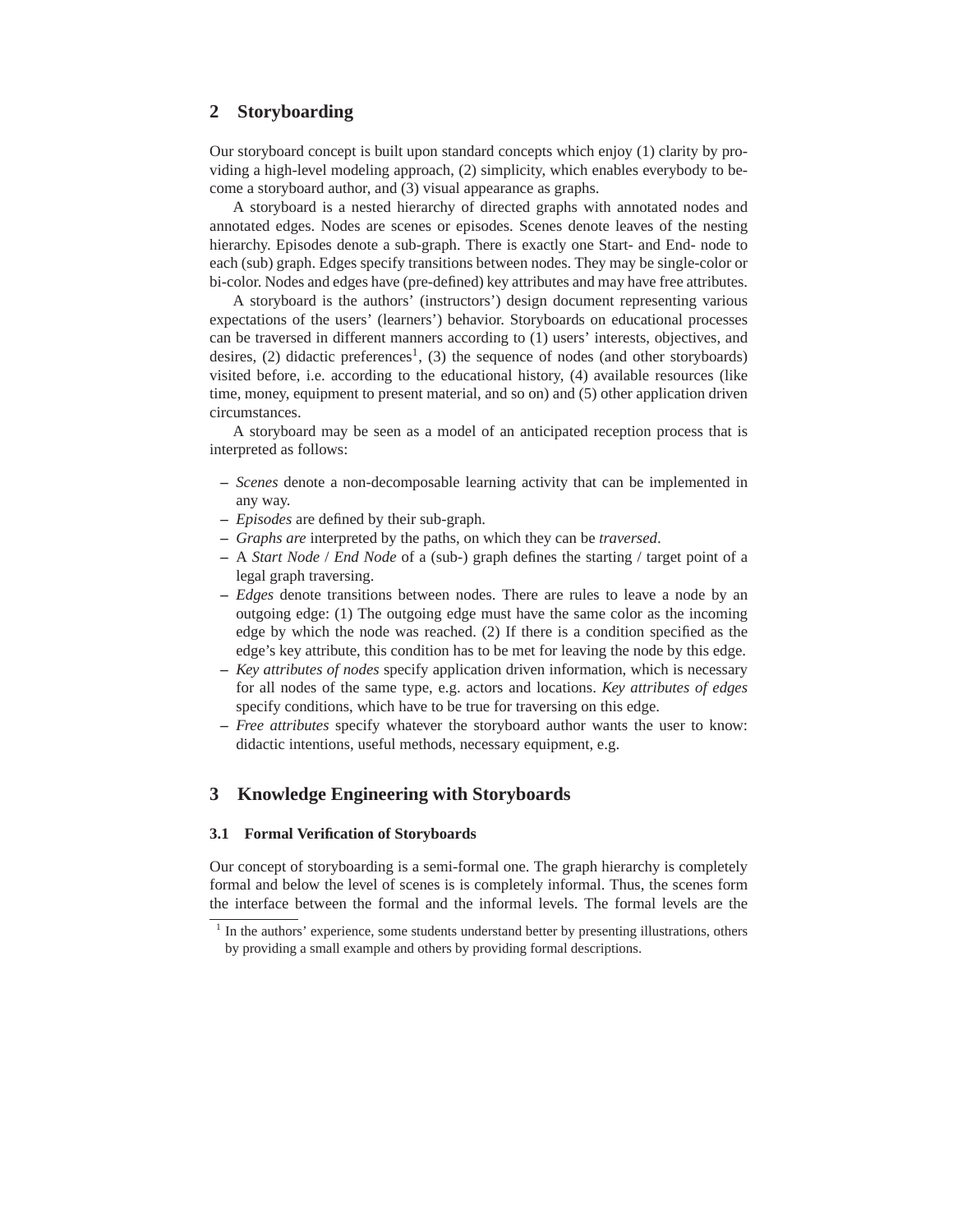## 2 Storyboarding

Our storyboard concept is built upon standard concepts which enjoy (1) clarity by providing a high-level modeling approach, (2) simplicity, which enables everybody to become a storyboard author, and (3) visual appearance as graphs.

A storyboard is a nested hierarchy of directed graphs with annotated nodes and annotated edges. Nodes are scenes or episodes. Scenes denote leaves of the nesting hierarchy. Episodes denote a sub-graph. There is exactly one Start- and End- node to each (sub) graph. Edges specify transitions between nodes. They may be single-color or bi-color. Nodes and edges have (pre-defined) key attributes and may have free attributes.

A storyboard is the authors' (instructors') design document representing various expectations of the users' (learners') behavior. Storyboards on educational processes can be traversed in different manners according to (1) users' interests, objectives, and desires, (2) didactic preferences[1], (3) the sequence of nodes (and other storyboards) visited before, i.e. according to the educational history, (4) available resources (like time, money, equipment to present material, and so on) and (5) other application driven circumstances.

A storyboard may be seen as a model of an anticipated reception process that is interpreted as follows:

- *Scenes* denote a non-decomposable learning activity that can be implemented in any way.
- *Episodes* are defined by their sub-graph.
- *Graphs are* interpreted by the paths, on which they can be *traversed*.
- A *Start Node* / *End Node* of a (sub-) graph defines the starting / target point of a legal graph traversing.
- *Edges* denote transitions between nodes. There are rules to leave a node by an outgoing edge: (1) The outgoing edge must have the same color as the incoming edge by which the node was reached. (2) If there is a condition specified as the edge's key attribute, this condition has to be met for leaving the node by this edge.
- *Key attributes of nodes* specify application driven information, which is necessary for all nodes of the same type, e.g. actors and locations. *Key attributes of edges* specify conditions, which have to be true for traversing on this edge.
- *Free attributes* specify whatever the storyboard author wants the user to know: didactic intentions, useful methods, necessary equipment, e.g.

## 3 Knowledge Engineering with Storyboards

### 3.1 Formal Verification of Storyboards

Our concept of storyboarding is a semi-formal one. The graph hierarchy is completely formal and below the level of scenes is is completely informal. Thus, the scenes form the interface between the formal and the informal levels. The formal levels are the

[1] In the authors' experience, some students understand better by presenting illustrations, others by providing a small example and others by providing formal descriptions.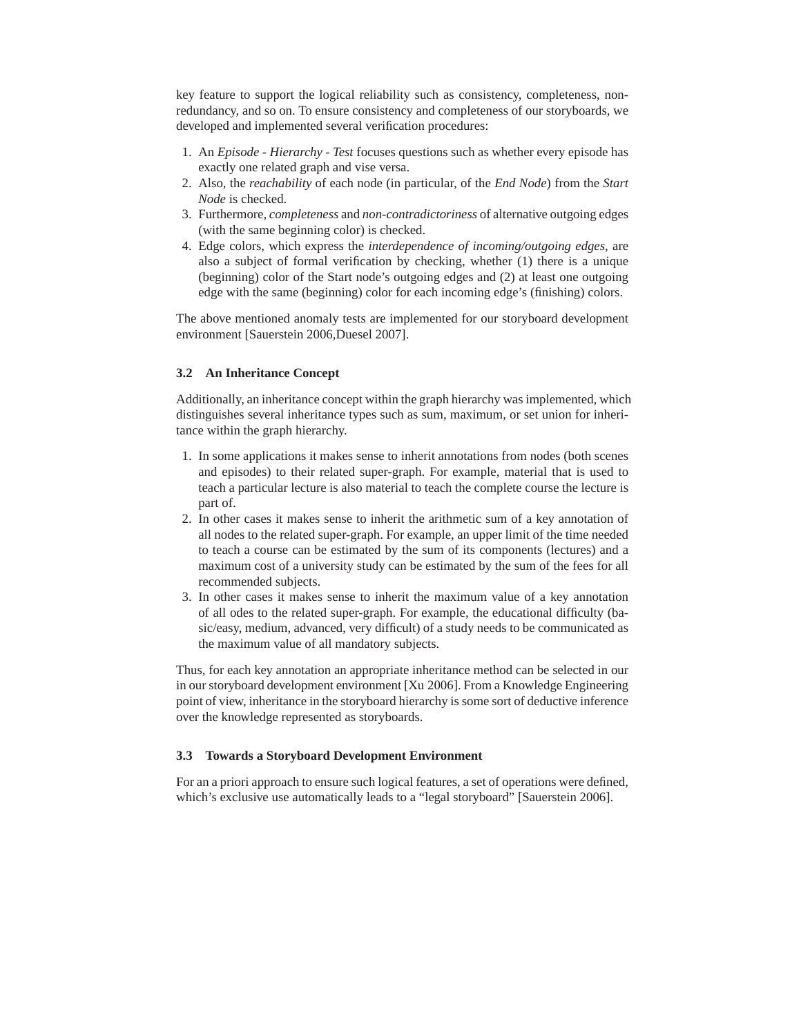key feature to support the logical reliability such as consistency, completeness, non-redundancy, and so on. To ensure consistency and completeness of our storyboards, we developed and implemented several verification procedures:

1. An *Episode - Hierarchy - Test* focuses questions such as whether every episode has exactly one related graph and vise versa.
2. Also, the *reachability* of each node (in particular, of the *End Node*) from the *Start Node* is checked.
3. Furthermore, *completeness* and *non-contradictoriness* of alternative outgoing edges (with the same beginning color) is checked.
4. Edge colors, which express the *interdependence of incoming/outgoing edges*, are also a subject of formal verification by checking, whether (1) there is a unique (beginning) color of the Start node's outgoing edges and (2) at least one outgoing edge with the same (beginning) color for each incoming edge's (finishing) colors.

The above mentioned anomaly tests are implemented for our storyboard development environment [Sauerstein 2006,Duesel 2007].

### 3.2 An Inheritance Concept

Additionally, an inheritance concept within the graph hierarchy was implemented, which distinguishes several inheritance types such as sum, maximum, or set union for inheritance within the graph hierarchy.

1. In some applications it makes sense to inherit annotations from nodes (both scenes and episodes) to their related super-graph. For example, material that is used to teach a particular lecture is also material to teach the complete course the lecture is part of.
2. In other cases it makes sense to inherit the arithmetic sum of a key annotation of all nodes to the related super-graph. For example, an upper limit of the time needed to teach a course can be estimated by the sum of its components (lectures) and a maximum cost of a university study can be estimated by the sum of the fees for all recommended subjects.
3. In other cases it makes sense to inherit the maximum value of a key annotation of all odes to the related super-graph. For example, the educational difficulty (basic/easy, medium, advanced, very difficult) of a study needs to be communicated as the maximum value of all mandatory subjects.

Thus, for each key annotation an appropriate inheritance method can be selected in our in our storyboard development environment [Xu 2006]. From a Knowledge Engineering point of view, inheritance in the storyboard hierarchy is some sort of deductive inference over the knowledge represented as storyboards.

### 3.3 Towards a Storyboard Development Environment

For an a priori approach to ensure such logical features, a set of operations were defined, which's exclusive use automatically leads to a "legal storyboard" [Sauerstein 2006].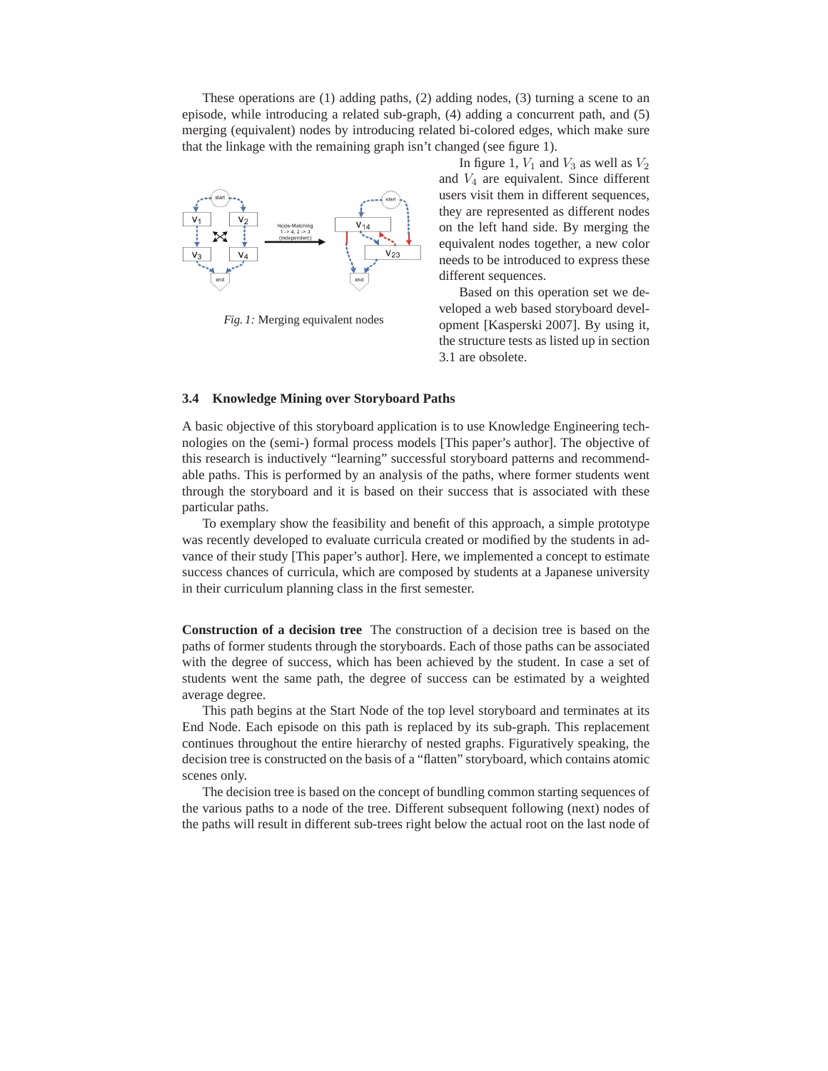These operations are (1) adding paths, (2) adding nodes, (3) turning a scene to an episode, while introducing a related sub-graph, (4) adding a concurrent path, and (5) merging (equivalent) nodes by introducing related bi-colored edges, which make sure that the linkage with the remaining graph isn't changed (see figure 1).

start
$V_1$
$V_2$
$V_3$
$V_4$
end
Node-Matching
1 -> 4, 2 -> 3
(independent)
start
$V_{14}$
$V_{23}$
end

*Fig. 1:* Merging equivalent nodes

In figure 1, $V_1$ and $V_3$ as well as $V_2$ and $V_4$ are equivalent. Since different users visit them in different sequences, they are represented as different nodes on the left hand side. By merging the equivalent nodes together, a new color needs to be introduced to express these different sequences.

Based on this operation set we developed a web based storyboard development [Kasperski 2007]. By using it, the structure tests as listed up in section 3.1 are obsolete.

### 3.4 Knowledge Mining over Storyboard Paths

A basic objective of this storyboard application is to use Knowledge Engineering technologies on the (semi-) formal process models [This paper's author]. The objective of this research is inductively "learning" successful storyboard patterns and recommendable paths. This is performed by an analysis of the paths, where former students went through the storyboard and it is based on their success that is associated with these particular paths.

To exemplary show the feasibility and benefit of this approach, a simple prototype was recently developed to evaluate curricula created or modified by the students in advance of their study [This paper's author]. Here, we implemented a concept to estimate success chances of curricula, which are composed by students at a Japanese university in their curriculum planning class in the first semester.

**Construction of a decision tree** The construction of a decision tree is based on the paths of former students through the storyboards. Each of those paths can be associated with the degree of success, which has been achieved by the student. In case a set of students went the same path, the degree of success can be estimated by a weighted average degree.

This path begins at the Start Node of the top level storyboard and terminates at its End Node. Each episode on this path is replaced by its sub-graph. This replacement continues throughout the entire hierarchy of nested graphs. Figuratively speaking, the decision tree is constructed on the basis of a "flatten" storyboard, which contains atomic scenes only.

The decision tree is based on the concept of bundling common starting sequences of the various paths to a node of the tree. Different subsequent following (next) nodes of the paths will result in different sub-trees right below the actual root on the last node of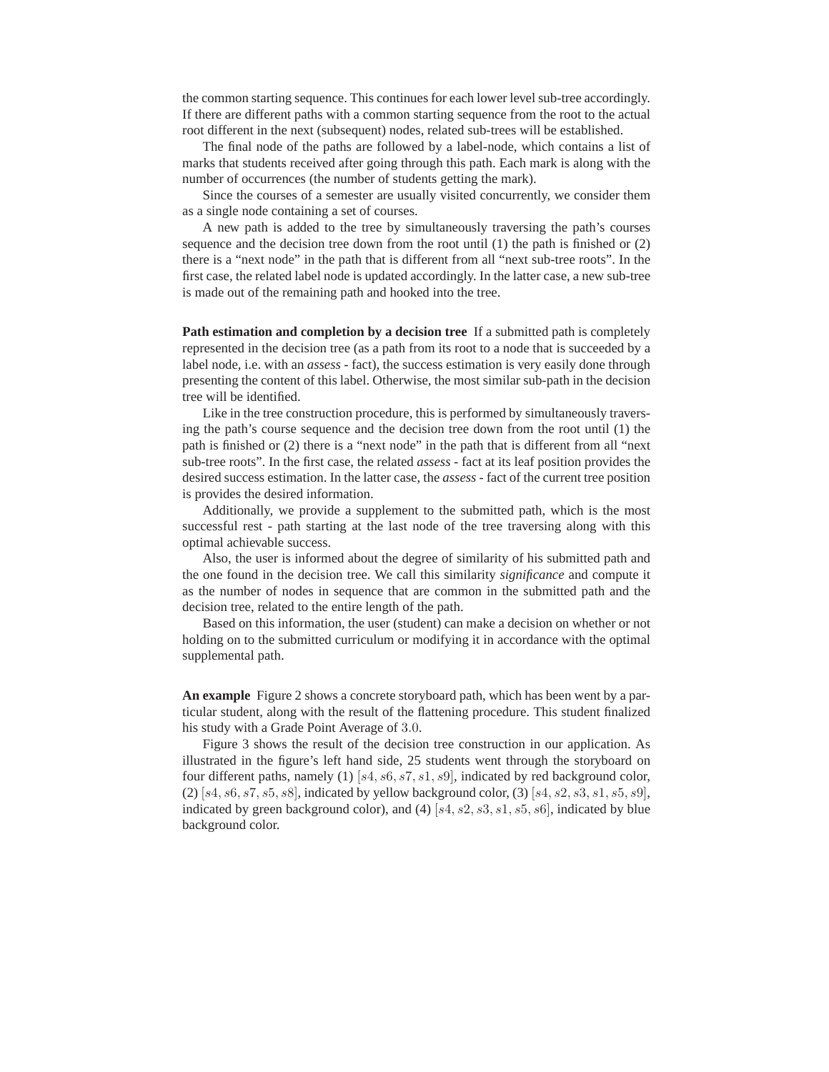the common starting sequence. This continues for each lower level sub-tree accordingly. If there are different paths with a common starting sequence from the root to the actual root different in the next (subsequent) nodes, related sub-trees will be established.

The final node of the paths are followed by a label-node, which contains a list of marks that students received after going through this path. Each mark is along with the number of occurrences (the number of students getting the mark).

Since the courses of a semester are usually visited concurrently, we consider them as a single node containing a set of courses.

A new path is added to the tree by simultaneously traversing the path's courses sequence and the decision tree down from the root until (1) the path is finished or (2) there is a "next node" in the path that is different from all "next sub-tree roots". In the first case, the related label node is updated accordingly. In the latter case, a new sub-tree is made out of the remaining path and hooked into the tree.

**Path estimation and completion by a decision tree** If a submitted path is completely represented in the decision tree (as a path from its root to a node that is succeeded by a label node, i.e. with an *assess* - fact), the success estimation is very easily done through presenting the content of this label. Otherwise, the most similar sub-path in the decision tree will be identified.

Like in the tree construction procedure, this is performed by simultaneously traversing the path's course sequence and the decision tree down from the root until (1) the path is finished or (2) there is a "next node" in the path that is different from all "next sub-tree roots". In the first case, the related *assess* - fact at its leaf position provides the desired success estimation. In the latter case, the *assess* - fact of the current tree position is provides the desired information.

Additionally, we provide a supplement to the submitted path, which is the most successful rest - path starting at the last node of the tree traversing along with this optimal achievable success.

Also, the user is informed about the degree of similarity of his submitted path and the one found in the decision tree. We call this similarity *significance* and compute it as the number of nodes in sequence that are common in the submitted path and the decision tree, related to the entire length of the path.

Based on this information, the user (student) can make a decision on whether or not holding on to the submitted curriculum or modifying it in accordance with the optimal supplemental path.

**An example** Figure 2 shows a concrete storyboard path, which has been went by a particular student, along with the result of the flattening procedure. This student finalized his study with a Grade Point Average of $3.0$.

Figure 3 shows the result of the decision tree construction in our application. As illustrated in the figure's left hand side, 25 students went through the storyboard on four different paths, namely (1) $[s4, s6, s7, s1, s9]$, indicated by red background color, (2) $[s4, s6, s7, s5, s8]$, indicated by yellow background color, (3) $[s4, s2, s3, s1, s5, s9]$, indicated by green background color), and (4) $[s4, s2, s3, s1, s5, s6]$, indicated by blue background color.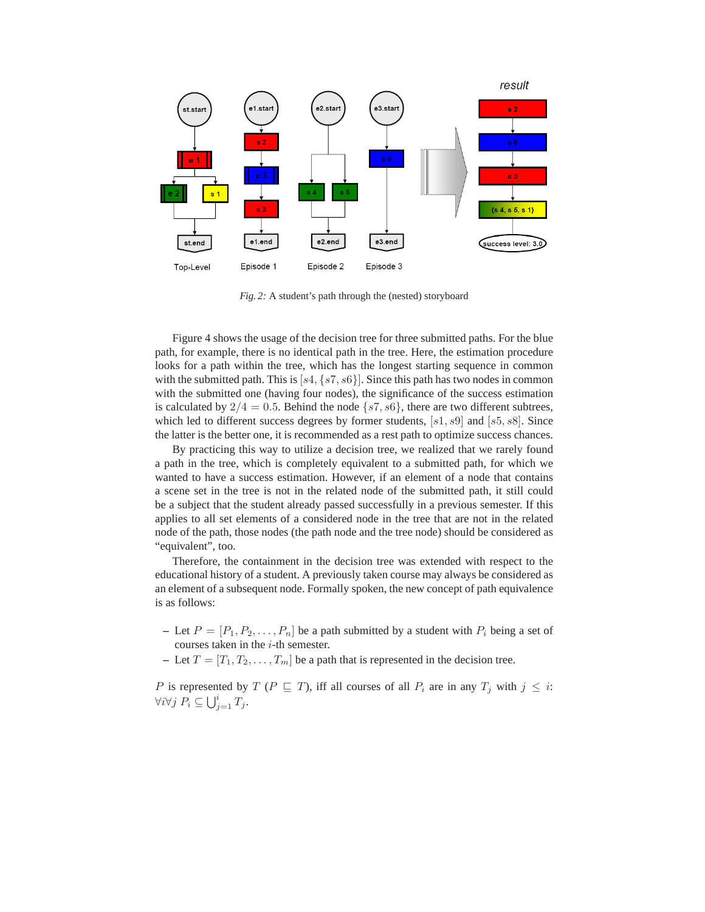result

st.start

e 1

e 2

s 1

st.end

Top-Level

e1.start

s 2

e 3

s 3

e1.end

Episode 1

e2.start

s 4

s 5

e2.end

Episode 2

e3.start

s 6

e3.end

Episode 3

s 2

s 6

s 3

{s 4, s 5, s 1}

success level: 3.0

*Fig. 2:* A student's path through the (nested) storyboard

Figure 4 shows the usage of the decision tree for three submitted paths. For the blue path, for example, there is no identical path in the tree. Here, the estimation procedure looks for a path within the tree, which has the longest starting sequence in common with the submitted path. This is $[s4, \{s7, s6\}]$. Since this path has two nodes in common with the submitted one (having four nodes), the significance of the success estimation is calculated by $2/4 = 0.5$. Behind the node $\{s7, s6\}$, there are two different subtrees, which led to different success degrees by former students, $[s1, s9]$ and $[s5, s8]$. Since the latter is the better one, it is recommended as a rest path to optimize success chances.

By practicing this way to utilize a decision tree, we realized that we rarely found a path in the tree, which is completely equivalent to a submitted path, for which we wanted to have a success estimation. However, if an element of a node that contains a scene set in the tree is not in the related node of the submitted path, it still could be a subject that the student already passed successfully in a previous semester. If this applies to all set elements of a considered node in the tree that are not in the related node of the path, those nodes (the path node and the tree node) should be considered as "equivalent", too.

Therefore, the containment in the decision tree was extended with respect to the educational history of a student. A previously taken course may always be considered as an element of a subsequent node. Formally spoken, the new concept of path equivalence is as follows:

– Let $P = [P_1, P_2, \ldots, P_n]$ be a path submitted by a student with $P_i$ being a set of courses taken in the $i$-th semester.
– Let $T = [T_1, T_2, \ldots, T_m]$ be a path that is represented in the decision tree.

$P$ is represented by $T$ ($P \sqsubseteq T$), iff all courses of all $P_i$ are in any $T_j$ with $j \leq i$: $\forall i \forall j \; P_i \subseteq \bigcup_{j=1}^{i} T_j$.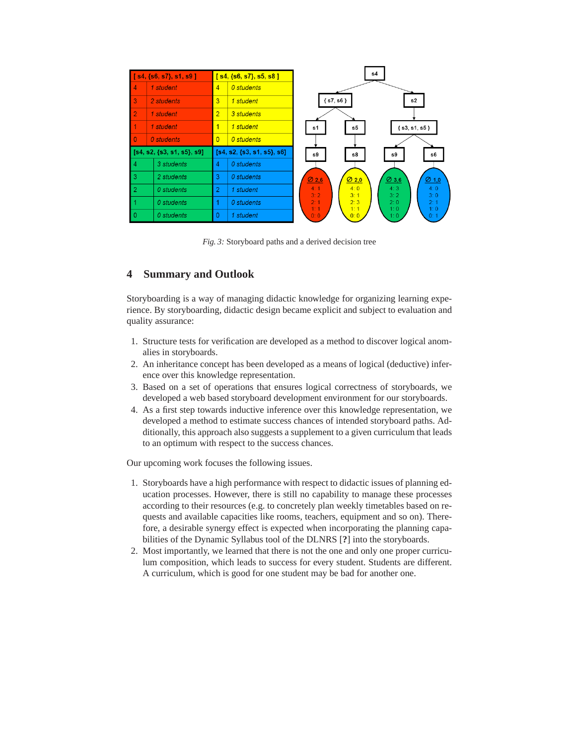| [ s4, {s6, s7}, s1, s9 ] | | [ s4, {s6, s7}, s5, s8 ] | |
|---|---|---|---|
| 4 | 1 student | 4 | 0 students |
| 3 | 2 students | 3 | 1 student |
| 2 | 1 student | 2 | 3 students |
| 1 | 1 student | 1 | 1 student |
| 0 | 0 students | 0 | 0 students |
| **[s4, s2, {s3, s1, s5}, s9]** | | **[s4, s2, {s3, s1, s5}, s6]** | |
| 4 | 3 students | 4 | 0 students |
| 3 | 2 students | 3 | 0 students |
| 2 | 0 students | 2 | 1 student |
| 1 | 0 students | 1 | 0 students |
| 0 | 0 students | 0 | 1 student |

s4

{ s7, s6 }

s2

s1

s5

{ s3, s1, s5 }

s9

s8

s9

s6

∅ 2,6
4: 1
3: 2
2: 1
1: 1
0: 0

∅ 2,0
4: 0
3: 1
2: 3
1: 1
0: 0

∅ 3,6
4: 3
3: 2
2: 0
1: 0
1: 0

∅ 1,0
4: 0
3: 0
2: 1
1: 0
0: 1

*Fig. 3:* Storyboard paths and a derived decision tree

## 4 Summary and Outlook

Storyboarding is a way of managing didactic knowledge for organizing learning experience. By storyboarding, didactic design became explicit and subject to evaluation and quality assurance:

1. Structure tests for verification are developed as a method to discover logical anomalies in storyboards.
2. An inheritance concept has been developed as a means of logical (deductive) inference over this knowledge representation.
3. Based on a set of operations that ensures logical correctness of storyboards, we developed a web based storyboard development environment for our storyboards.
4. As a first step towards inductive inference over this knowledge representation, we developed a method to estimate success chances of intended storyboard paths. Additionally, this approach also suggests a supplement to a given curriculum that leads to an optimum with respect to the success chances.

Our upcoming work focuses the following issues.

1. Storyboards have a high performance with respect to didactic issues of planning education processes. However, there is still no capability to manage these processes according to their resources (e.g. to concretely plan weekly timetables based on requests and available capacities like rooms, teachers, equipment and so on). Therefore, a desirable synergy effect is expected when incorporating the planning capabilities of the Dynamic Syllabus tool of the DLNRS [**?**] into the storyboards.
2. Most importantly, we learned that there is not the one and only one proper curriculum composition, which leads to success for every student. Students are different. A curriculum, which is good for one student may be bad for another one.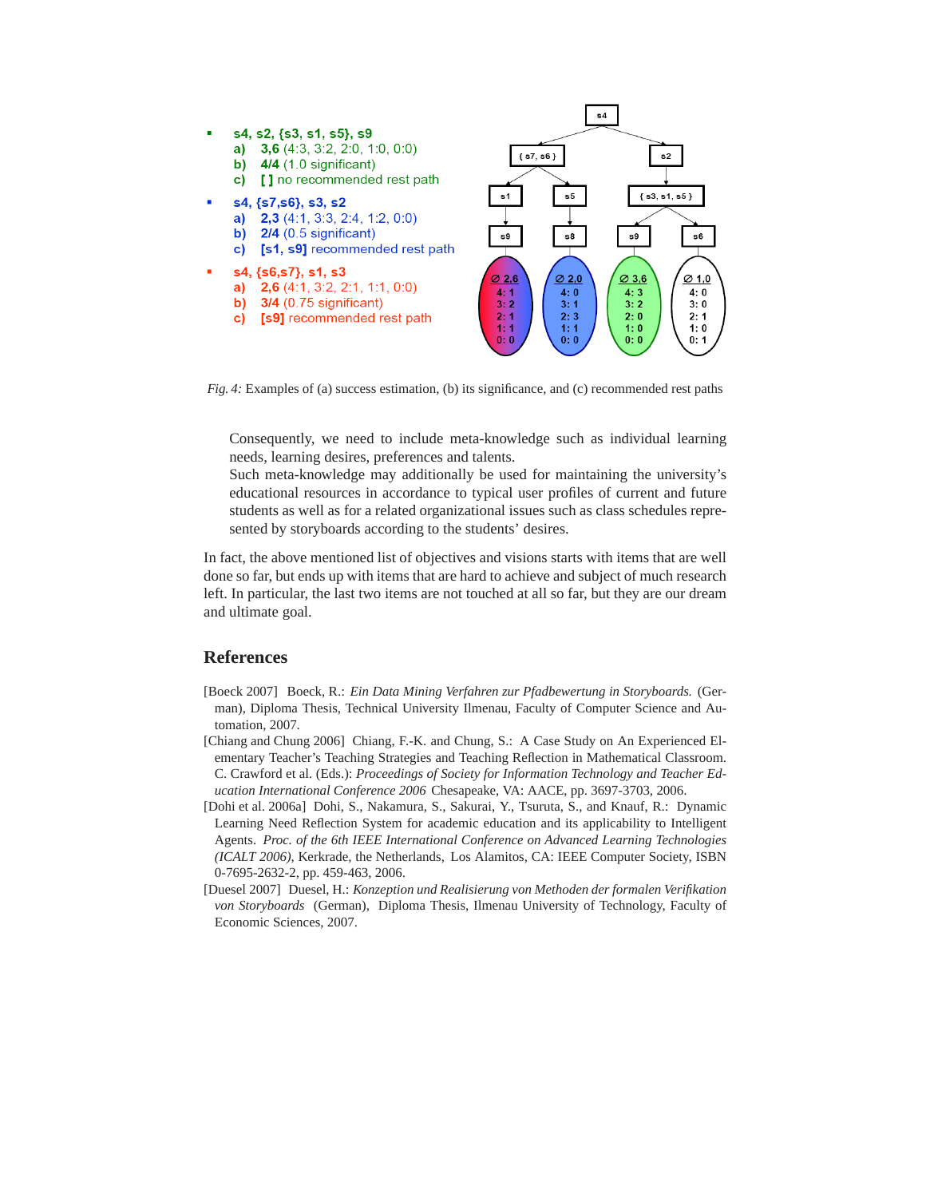- **s4, s2, {s3, s1, s5}, s9**
  - a) **3,6** (4:3, 3:2, 2:0, 1:0, 0:0)
  - b) **4/4** (1.0 significant)
  - c) **[ ]** no recommended rest path
- **s4, {s7,s6}, s3, s2**
  - a) **2,3** (4:1, 3:3, 2:4, 1:2, 0:0)
  - b) **2/4** (0.5 significant)
  - c) **[s1, s9]** recommended rest path
- **s4, {s6,s7}, s1, s3**
  - a) **2,6** (4:1, 3:2, 2:1, 1:1, 0:0)
  - b) **3/4** (0.75 significant)
  - c) **[s9]** recommended rest path

s4
{ s7, s6 }
s2
s1
s5
{ s3, s1, s5 }
s9
s8
s9
s6

∅ 2,6
4: 1
3: 2
2: 1
1: 1
0: 0

∅ 2,0
4: 0
3: 1
2: 3
1: 1
0: 0

∅ 3,6
4: 3
3: 2
2: 0
1: 0
0: 0

∅ 1,0
4: 0
3: 0
2: 1
1: 0
0: 1

*Fig. 4:* Examples of (a) success estimation, (b) its significance, and (c) recommended rest paths

Consequently, we need to include meta-knowledge such as individual learning needs, learning desires, preferences and talents.
Such meta-knowledge may additionally be used for maintaining the university's educational resources in accordance to typical user profiles of current and future students as well as for a related organizational issues such as class schedules represented by storyboards according to the students' desires.

In fact, the above mentioned list of objectives and visions starts with items that are well done so far, but ends up with items that are hard to achieve and subject of much research left. In particular, the last two items are not touched at all so far, but they are our dream and ultimate goal.

## References

[Boeck 2007] Boeck, R.: *Ein Data Mining Verfahren zur Pfadbewertung in Storyboards.* (German), Diploma Thesis, Technical University Ilmenau, Faculty of Computer Science and Automation, 2007.

[Chiang and Chung 2006] Chiang, F.-K. and Chung, S.: A Case Study on An Experienced Elementary Teacher's Teaching Strategies and Teaching Reflection in Mathematical Classroom. C. Crawford et al. (Eds.): *Proceedings of Society for Information Technology and Teacher Education International Conference 2006* Chesapeake, VA: AACE, pp. 3697-3703, 2006.

[Dohi et al. 2006a] Dohi, S., Nakamura, S., Sakurai, Y., Tsuruta, S., and Knauf, R.: Dynamic Learning Need Reflection System for academic education and its applicability to Intelligent Agents. *Proc. of the 6th IEEE International Conference on Advanced Learning Technologies (ICALT 2006)*, Kerkrade, the Netherlands, Los Alamitos, CA: IEEE Computer Society, ISBN 0-7695-2632-2, pp. 459-463, 2006.

[Duesel 2007] Duesel, H.: *Konzeption und Realisierung von Methoden der formalen Verifikation von Storyboards* (German), Diploma Thesis, Ilmenau University of Technology, Faculty of Economic Sciences, 2007.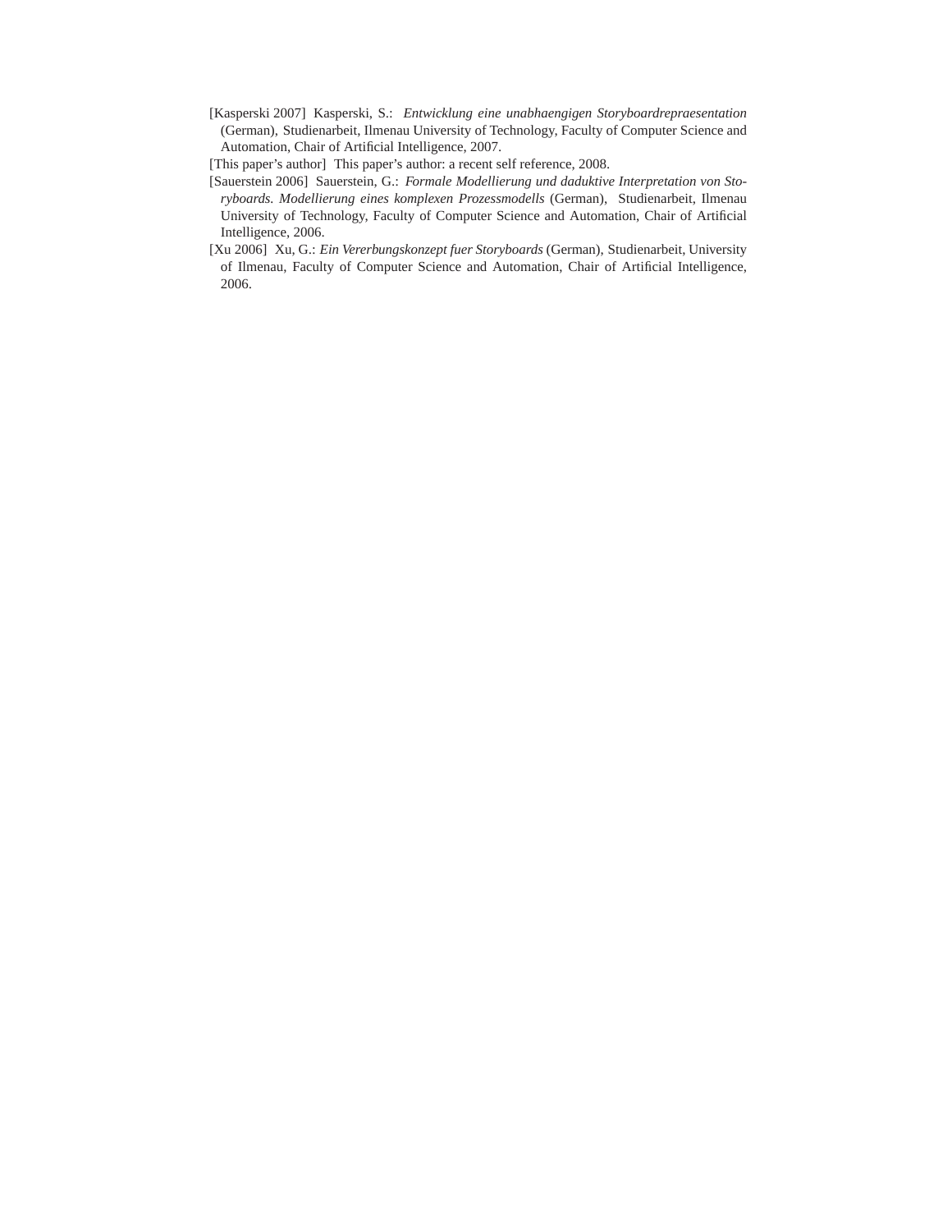[Kasperski 2007] Kasperski, S.: *Entwicklung eine unabhaengigen Storyboardrepraesentation* (German), Studienarbeit, Ilmenau University of Technology, Faculty of Computer Science and Automation, Chair of Artificial Intelligence, 2007.

[This paper's author] This paper's author: a recent self reference, 2008.

[Sauerstein 2006] Sauerstein, G.: *Formale Modellierung und daduktive Interpretation von Storyboards. Modellierung eines komplexen Prozessmodells* (German), Studienarbeit, Ilmenau University of Technology, Faculty of Computer Science and Automation, Chair of Artificial Intelligence, 2006.

[Xu 2006] Xu, G.: *Ein Vererbungskonzept fuer Storyboards* (German), Studienarbeit, University of Ilmenau, Faculty of Computer Science and Automation, Chair of Artificial Intelligence, 2006.